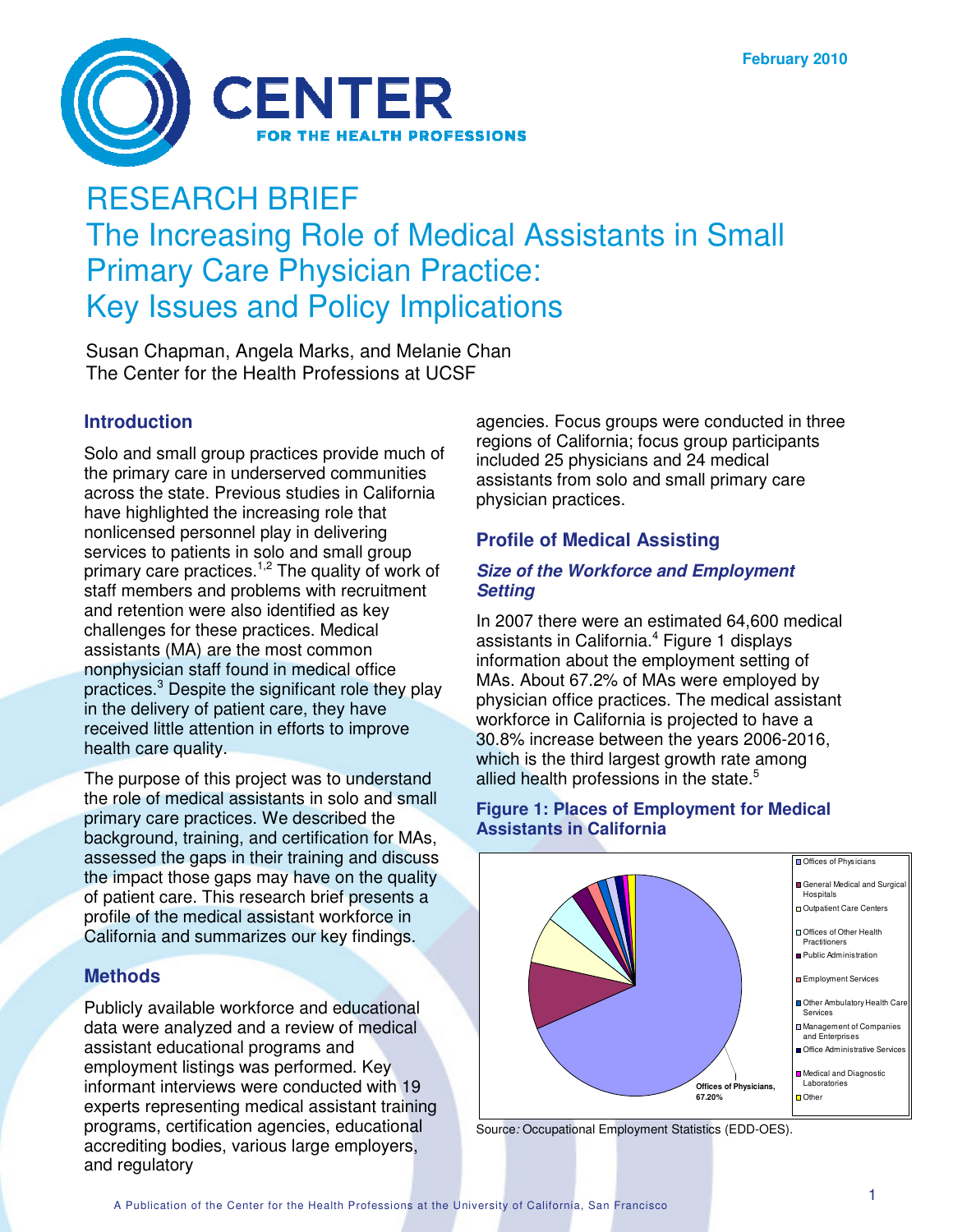February 2010

# RESEARCH BRIEF
# The Increasing Role of Medical Assistants in Small Primary Care Physician Practice: Key Issues and Policy Implications

Susan Chapman, Angela Marks, and Melanie Chan
The Center for the Health Professions at UCSF

## Introduction

Solo and small group practices provide much of the primary care in underserved communities across the state. Previous studies in California have highlighted the increasing role that nonlicensed personnel play in delivering services to patients in solo and small group primary care practices.[1,2] The quality of work of staff members and problems with recruitment and retention were also identified as key challenges for these practices. Medical assistants (MA) are the most common nonphysician staff found in medical office practices.[3] Despite the significant role they play in the delivery of patient care, they have received little attention in efforts to improve health care quality.

The purpose of this project was to understand the role of medical assistants in solo and small primary care practices. We described the background, training, and certification for MAs, assessed the gaps in their training and discuss the impact those gaps may have on the quality of patient care. This research brief presents a profile of the medical assistant workforce in California and summarizes our key findings.

## Methods

Publicly available workforce and educational data were analyzed and a review of medical assistant educational programs and employment listings was performed. Key informant interviews were conducted with 19 experts representing medical assistant training programs, certification agencies, educational accrediting bodies, various large employers, and regulatory agencies. Focus groups were conducted in three regions of California; focus group participants included 25 physicians and 24 medical assistants from solo and small primary care physician practices.

## Profile of Medical Assisting

### *Size of the Workforce and Employment Setting*

In 2007 there were an estimated 64,600 medical assistants in California.[4] Figure 1 displays information about the employment setting of MAs. About 67.2% of MAs were employed by physician office practices. The medical assistant workforce in California is projected to have a 30.8% increase between the years 2006-2016, which is the third largest growth rate among allied health professions in the state.[5]

### Figure 1: Places of Employment for Medical Assistants in California

Legend: Offices of Physicians; General Medical and Surgical Hospitals; Outpatient Care Centers; Offices of Other Health Practitioners; Public Administration; Employment Services; Other Ambulatory Health Care Services; Management of Companies and Enterprises; Office Administrative Services; Medical and Diagnostic Laboratories; Other

Offices of Physicians, 67.20%

Source*:* Occupational Employment Statistics (EDD-OES).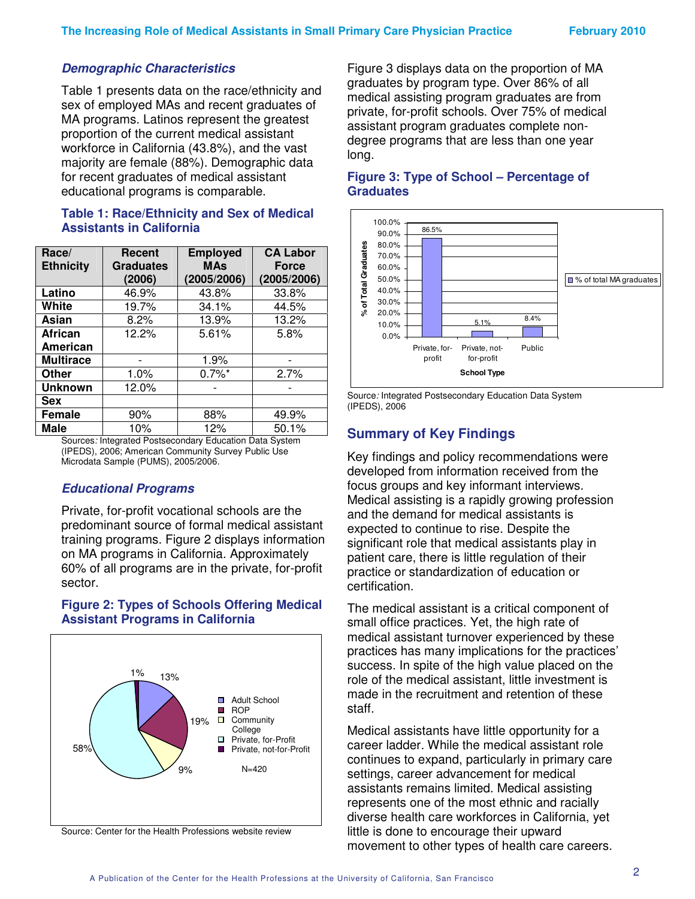### *Demographic Characteristics*

Table 1 presents data on the race/ethnicity and sex of employed MAs and recent graduates of MA programs. Latinos represent the greatest proportion of the current medical assistant workforce in California (43.8%), and the vast majority are female (88%). Demographic data for recent graduates of medical assistant educational programs is comparable.

### Table 1: Race/Ethnicity and Sex of Medical Assistants in California

| Race/ Ethnicity | Recent Graduates (2006) | Employed MAs (2005/2006) | CA Labor Force (2005/2006) |
|---|---|---|---|
| **Latino** | 46.9% | 43.8% | 33.8% |
| **White** | 19.7% | 34.1% | 44.5% |
| **Asian** | 8.2% | 13.9% | 13.2% |
| **African American** | 12.2% | 5.61% | 5.8% |
| **Multirace** | - | 1.9% | - |
| **Other** | 1.0% | 0.7%* | 2.7% |
| **Unknown** | 12.0% | - | - |
| **Sex** | | | |
| **Female** | 90% | 88% | 49.9% |
| **Male** | 10% | 12% | 50.1% |

Sources*:* Integrated Postsecondary Education Data System (IPEDS), 2006; American Community Survey Public Use Microdata Sample (PUMS), 2005/2006.

### *Educational Programs*

Private, for-profit vocational schools are the predominant source of formal medical assistant training programs. Figure 2 displays information on MA programs in California. Approximately 60% of all programs are in the private, for-profit sector.

### Figure 2: Types of Schools Offering Medical Assistant Programs in California

| School Type | Percentage |
|---|---|
| Adult School | 13% |
| ROP | 19% |
| Community College | 9% |
| Private, for-Profit | 58% |
| Private, not-for-Profit | 1% |

N=420

Source: Center for the Health Professions website review

Figure 3 displays data on the proportion of MA graduates by program type. Over 86% of all medical assisting program graduates are from private, for-profit schools. Over 75% of medical assistant program graduates complete non-degree programs that are less than one year long.

### Figure 3: Type of School – Percentage of Graduates

| School Type | % of total MA graduates |
|---|---|
| Private, for-profit | 86.5% |
| Private, not-for-profit | 5.1% |
| Public | 8.4% |

Source*:* Integrated Postsecondary Education Data System (IPEDS), 2006

## Summary of Key Findings

Key findings and policy recommendations were developed from information received from the focus groups and key informant interviews. Medical assisting is a rapidly growing profession and the demand for medical assistants is expected to continue to rise. Despite the significant role that medical assistants play in patient care, there is little regulation of their practice or standardization of education or certification.

The medical assistant is a critical component of small office practices. Yet, the high rate of medical assistant turnover experienced by these practices has many implications for the practices' success. In spite of the high value placed on the role of the medical assistant, little investment is made in the recruitment and retention of these staff.

Medical assistants have little opportunity for a career ladder. While the medical assistant role continues to expand, particularly in primary care settings, career advancement for medical assistants remains limited. Medical assisting represents one of the most ethnic and racially diverse health care workforces in California, yet little is done to encourage their upward movement to other types of health care careers.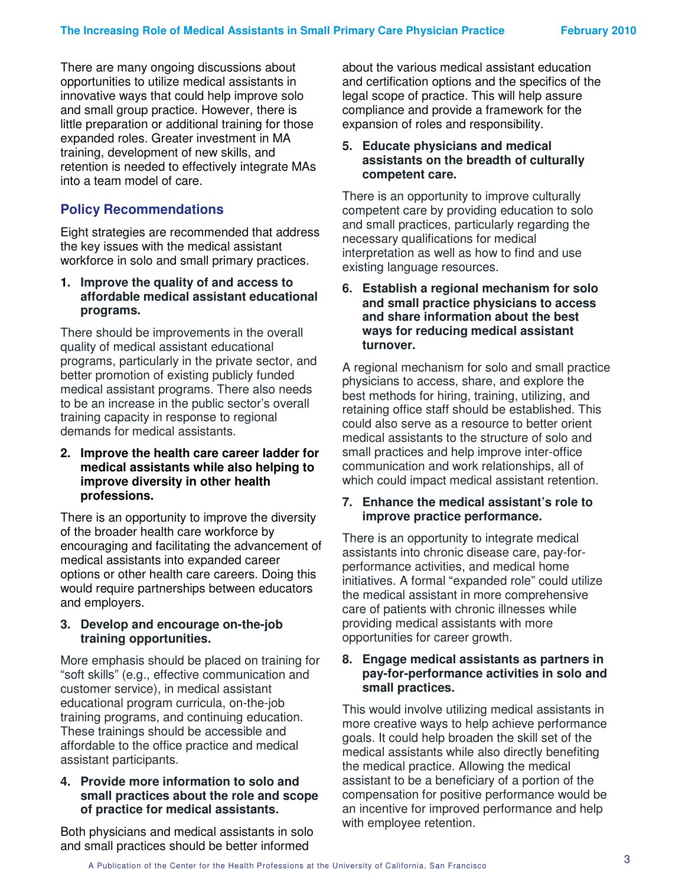There are many ongoing discussions about opportunities to utilize medical assistants in innovative ways that could help improve solo and small group practice. However, there is little preparation or additional training for those expanded roles. Greater investment in MA training, development of new skills, and retention is needed to effectively integrate MAs into a team model of care.

## Policy Recommendations

Eight strategies are recommended that address the key issues with the medical assistant workforce in solo and small primary practices.

1. **Improve the quality of and access to affordable medical assistant educational programs.**

There should be improvements in the overall quality of medical assistant educational programs, particularly in the private sector, and better promotion of existing publicly funded medical assistant programs. There also needs to be an increase in the public sector's overall training capacity in response to regional demands for medical assistants.

2. **Improve the health care career ladder for medical assistants while also helping to improve diversity in other health professions.**

There is an opportunity to improve the diversity of the broader health care workforce by encouraging and facilitating the advancement of medical assistants into expanded career options or other health care careers. Doing this would require partnerships between educators and employers.

3. **Develop and encourage on-the-job training opportunities.**

More emphasis should be placed on training for "soft skills" (e.g., effective communication and customer service), in medical assistant educational program curricula, on-the-job training programs, and continuing education. These trainings should be accessible and affordable to the office practice and medical assistant participants.

4. **Provide more information to solo and small practices about the role and scope of practice for medical assistants.**

Both physicians and medical assistants in solo and small practices should be better informed about the various medical assistant education and certification options and the specifics of the legal scope of practice. This will help assure compliance and provide a framework for the expansion of roles and responsibility.

5. **Educate physicians and medical assistants on the breadth of culturally competent care.**

There is an opportunity to improve culturally competent care by providing education to solo and small practices, particularly regarding the necessary qualifications for medical interpretation as well as how to find and use existing language resources.

6. **Establish a regional mechanism for solo and small practice physicians to access and share information about the best ways for reducing medical assistant turnover.**

A regional mechanism for solo and small practice physicians to access, share, and explore the best methods for hiring, training, utilizing, and retaining office staff should be established. This could also serve as a resource to better orient medical assistants to the structure of solo and small practices and help improve inter-office communication and work relationships, all of which could impact medical assistant retention.

7. **Enhance the medical assistant's role to improve practice performance.**

There is an opportunity to integrate medical assistants into chronic disease care, pay-for-performance activities, and medical home initiatives. A formal "expanded role" could utilize the medical assistant in more comprehensive care of patients with chronic illnesses while providing medical assistants with more opportunities for career growth.

8. **Engage medical assistants as partners in pay-for-performance activities in solo and small practices.**

This would involve utilizing medical assistants in more creative ways to help achieve performance goals. It could help broaden the skill set of the medical assistants while also directly benefiting the medical practice. Allowing the medical assistant to be a beneficiary of a portion of the compensation for positive performance would be an incentive for improved performance and help with employee retention.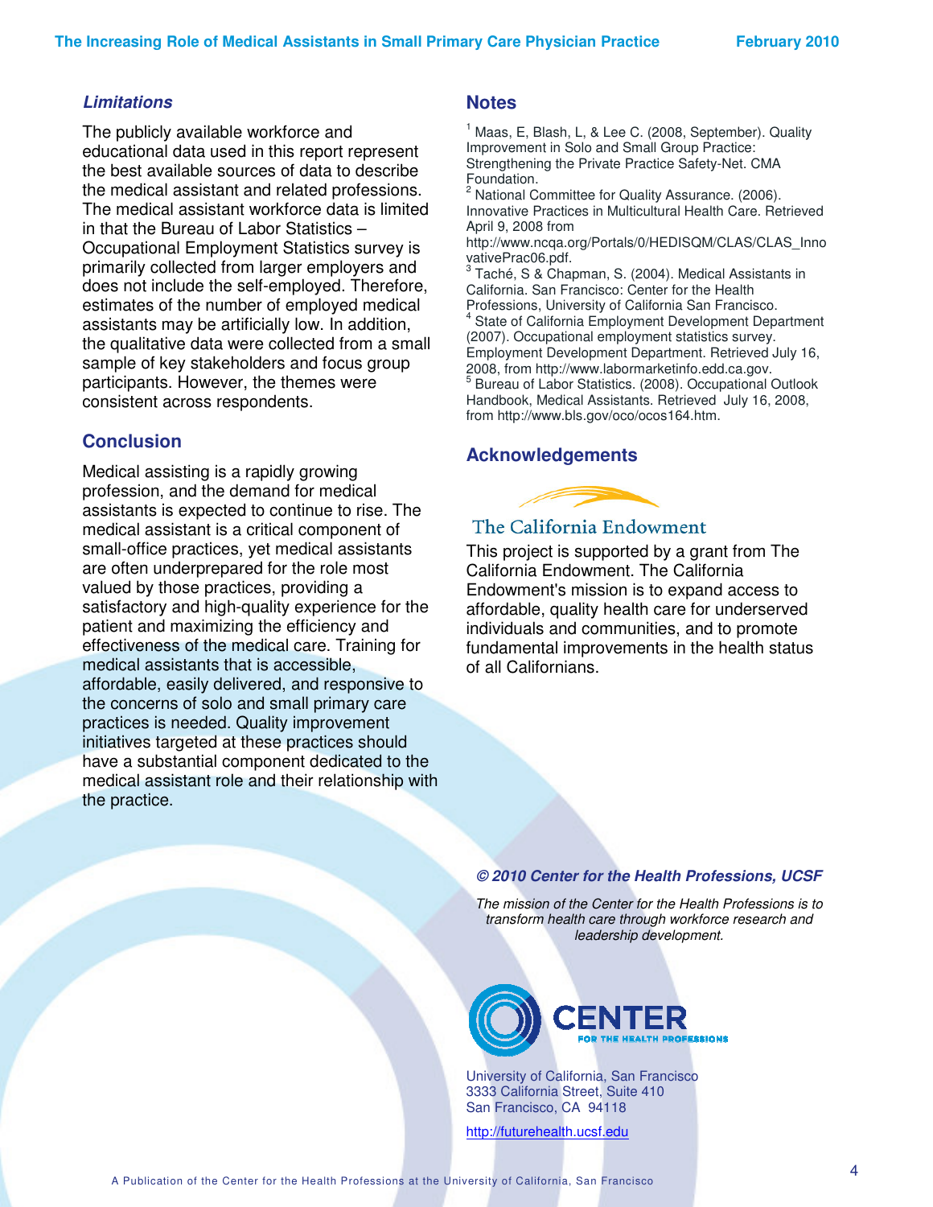### *Limitations*

The publicly available workforce and educational data used in this report represent the best available sources of data to describe the medical assistant and related professions. The medical assistant workforce data is limited in that the Bureau of Labor Statistics – Occupational Employment Statistics survey is primarily collected from larger employers and does not include the self-employed. Therefore, estimates of the number of employed medical assistants may be artificially low. In addition, the qualitative data were collected from a small sample of key stakeholders and focus group participants. However, the themes were consistent across respondents.

## Conclusion

Medical assisting is a rapidly growing profession, and the demand for medical assistants is expected to continue to rise. The medical assistant is a critical component of small-office practices, yet medical assistants are often underprepared for the role most valued by those practices, providing a satisfactory and high-quality experience for the patient and maximizing the efficiency and effectiveness of the medical care. Training for medical assistants that is accessible, affordable, easily delivered, and responsive to the concerns of solo and small primary care practices is needed. Quality improvement initiatives targeted at these practices should have a substantial component dedicated to the medical assistant role and their relationship with the practice.

## Notes

[1] Maas, E, Blash, L, & Lee C. (2008, September). Quality Improvement in Solo and Small Group Practice: Strengthening the Private Practice Safety-Net. CMA Foundation.
[2] National Committee for Quality Assurance. (2006). Innovative Practices in Multicultural Health Care. Retrieved April 9, 2008 from http://www.ncqa.org/Portals/0/HEDISQM/CLAS/CLAS_InnovativePrac06.pdf.
[3] Taché, S & Chapman, S. (2004). Medical Assistants in California. San Francisco: Center for the Health Professions, University of California San Francisco.
[4] State of California Employment Development Department (2007). Occupational employment statistics survey. Employment Development Department. Retrieved July 16, 2008, from http://www.labormarketinfo.edd.ca.gov.
[5] Bureau of Labor Statistics. (2008). Occupational Outlook Handbook, Medical Assistants. Retrieved July 16, 2008, from http://www.bls.gov/oco/ocos164.htm.

## Acknowledgements

The California Endowment

This project is supported by a grant from The California Endowment. The California Endowment's mission is to expand access to affordable, quality health care for underserved individuals and communities, and to promote fundamental improvements in the health status of all Californians.

***© 2010 Center for the Health Professions, UCSF***

*The mission of the Center for the Health Professions is to transform health care through workforce research and leadership development.*

CENTER FOR THE HEALTH PROFESSIONS

University of California, San Francisco
3333 California Street, Suite 410
San Francisco, CA 94118

http://futurehealth.ucsf.edu

A Publication of the Center for the Health Professions at the University of California, San Francisco